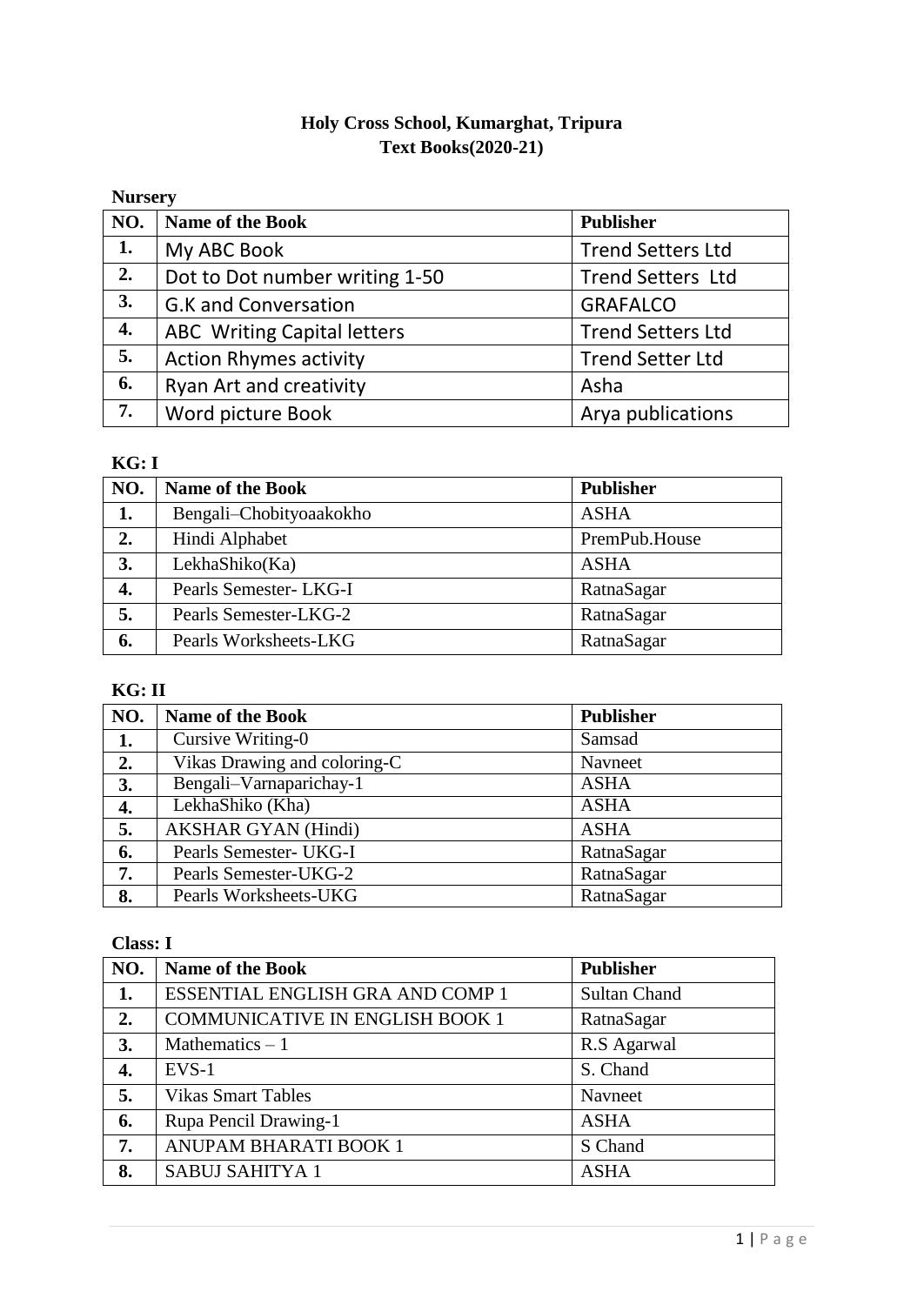# Holy Cross School, Kumarghat, Tripura

## Text Books(2020-21)

### Nursery

| NO. | Name of the Book | Publisher |
|---|---|---|
| 1. | My ABC Book | Trend Setters Ltd |
| 2. | Dot to Dot number writing 1-50 | Trend Setters Ltd |
| 3. | G.K and Conversation | GRAFALCO |
| 4. | ABC Writing Capital letters | Trend Setters Ltd |
| 5. | Action Rhymes activity | Trend Setter Ltd |
| 6. | Ryan Art and creativity | Asha |
| 7. | Word picture Book | Arya publications |

### KG: I

| NO. | Name of the Book | Publisher |
|---|---|---|
| 1. | Bengali–Chobityoaakokho | ASHA |
| 2. | Hindi Alphabet | PremPub.House |
| 3. | LekhaShiko(Ka) | ASHA |
| 4. | Pearls Semester- LKG-I | RatnaSagar |
| 5. | Pearls Semester-LKG-2 | RatnaSagar |
| 6. | Pearls Worksheets-LKG | RatnaSagar |

### KG: II

| NO. | Name of the Book | Publisher |
|---|---|---|
| 1. | Cursive Writing-0 | Samsad |
| 2. | Vikas Drawing and coloring-C | Navneet |
| 3. | Bengali–Varnaparichay-1 | ASHA |
| 4. | LekhaShiko (Kha) | ASHA |
| 5. | AKSHAR GYAN (Hindi) | ASHA |
| 6. | Pearls Semester- UKG-I | RatnaSagar |
| 7. | Pearls Semester-UKG-2 | RatnaSagar |
| 8. | Pearls Worksheets-UKG | RatnaSagar |

### Class: I

| NO. | Name of the Book | Publisher |
|---|---|---|
| 1. | ESSENTIAL ENGLISH GRA AND COMP 1 | Sultan Chand |
| 2. | COMMUNICATIVE IN ENGLISH BOOK 1 | RatnaSagar |
| 3. | Mathematics – 1 | R.S Agarwal |
| 4. | EVS-1 | S. Chand |
| 5. | Vikas Smart Tables | Navneet |
| 6. | Rupa Pencil Drawing-1 | ASHA |
| 7. | ANUPAM BHARATI BOOK 1 | S Chand |
| 8. | SABUJ SAHITYA 1 | ASHA |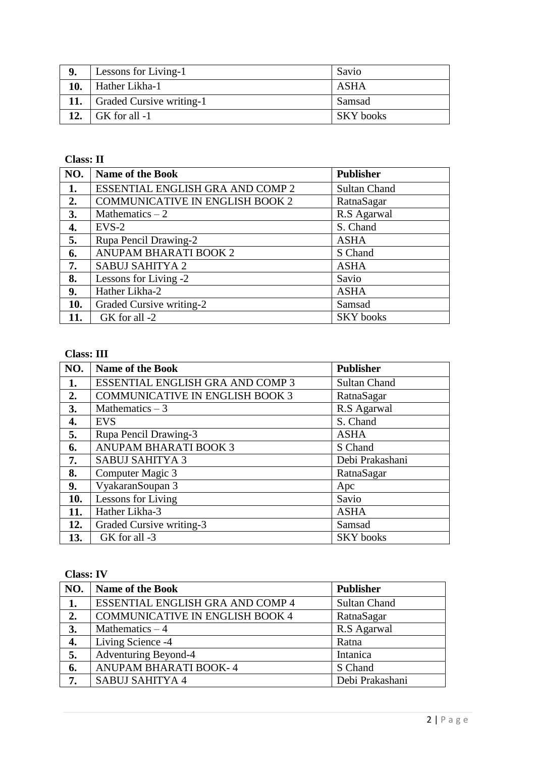| | | |
|---|---|---|
| **9.** | Lessons for Living-1 | Savio |
| **10.** | Hather Likha-1 | ASHA |
| **11.** | Graded Cursive writing-1 | Samsad |
| **12.** | GK for all -1 | SKY books |

**Class: II**

| NO. | Name of the Book | Publisher |
|---|---|---|
| **1.** | ESSENTIAL ENGLISH GRA AND COMP 2 | Sultan Chand |
| **2.** | COMMUNICATIVE IN ENGLISH BOOK 2 | RatnaSagar |
| **3.** | Mathematics – 2 | R.S Agarwal |
| **4.** | EVS-2 | S. Chand |
| **5.** | Rupa Pencil Drawing-2 | ASHA |
| **6.** | ANUPAM BHARATI BOOK 2 | S Chand |
| **7.** | SABUJ SAHITYA 2 | ASHA |
| **8.** | Lessons for Living -2 | Savio |
| **9.** | Hather Likha-2 | ASHA |
| **10.** | Graded Cursive writing-2 | Samsad |
| **11.** | GK for all -2 | SKY books |

**Class: III**

| NO. | Name of the Book | Publisher |
|---|---|---|
| **1.** | ESSENTIAL ENGLISH GRA AND COMP 3 | Sultan Chand |
| **2.** | COMMUNICATIVE IN ENGLISH BOOK 3 | RatnaSagar |
| **3.** | Mathematics – 3 | R.S Agarwal |
| **4.** | EVS | S. Chand |
| **5.** | Rupa Pencil Drawing-3 | ASHA |
| **6.** | ANUPAM BHARATI BOOK 3 | S Chand |
| **7.** | SABUJ SAHITYA 3 | Debi Prakashani |
| **8.** | Computer Magic 3 | RatnaSagar |
| **9.** | VyakaranSoupan 3 | Apc |
| **10.** | Lessons for Living | Savio |
| **11.** | Hather Likha-3 | ASHA |
| **12.** | Graded Cursive writing-3 | Samsad |
| **13.** | GK for all -3 | SKY books |

**Class: IV**

| NO. | Name of the Book | Publisher |
|---|---|---|
| **1.** | ESSENTIAL ENGLISH GRA AND COMP 4 | Sultan Chand |
| **2.** | COMMUNICATIVE IN ENGLISH BOOK 4 | RatnaSagar |
| **3.** | Mathematics – 4 | R.S Agarwal |
| **4.** | Living Science -4 | Ratna |
| **5.** | Adventuring Beyond-4 | Intanica |
| **6.** | ANUPAM BHARATI BOOK- 4 | S Chand |
| **7.** | SABUJ SAHITYA 4 | Debi Prakashani |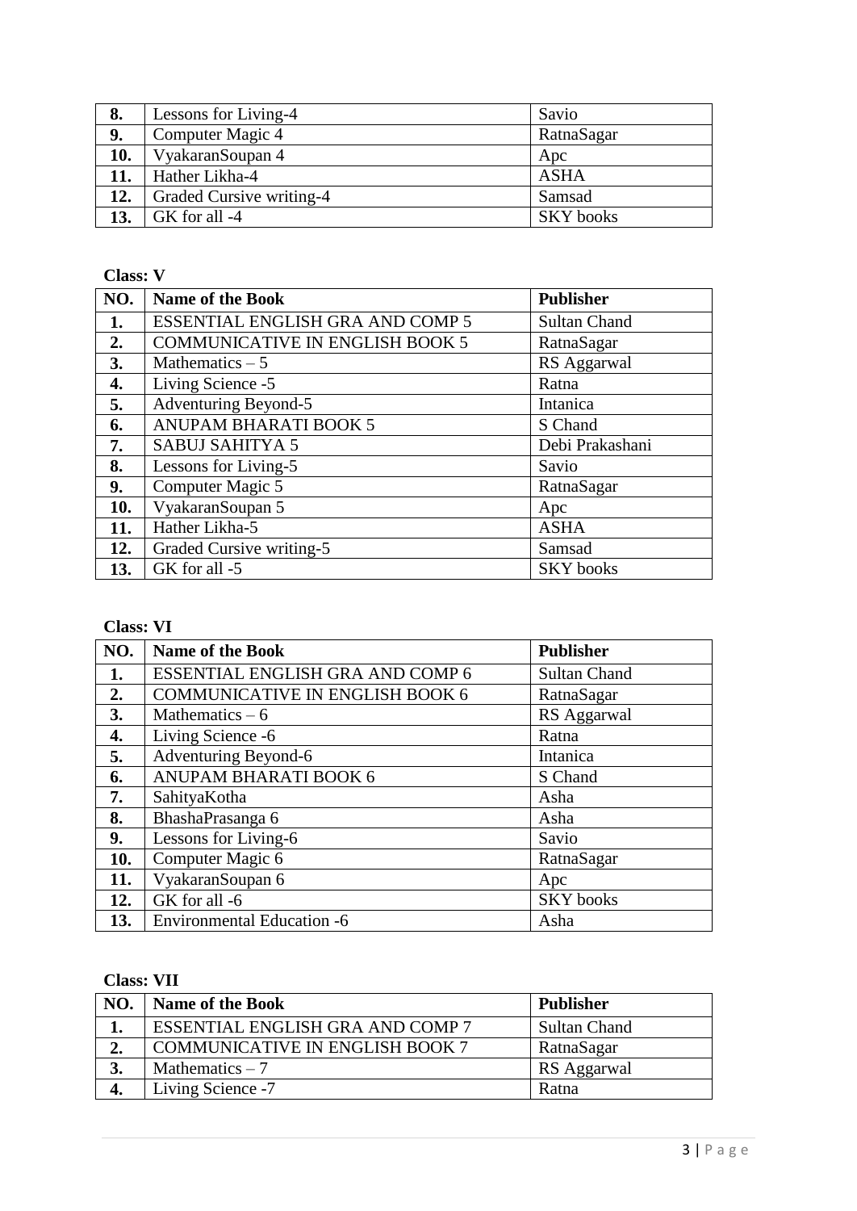| 8. | Lessons for Living-4 | Savio |
|---|---|---|
| 9. | Computer Magic 4 | RatnaSagar |
| 10. | VyakaranSoupan 4 | Apc |
| 11. | Hather Likha-4 | ASHA |
| 12. | Graded Cursive writing-4 | Samsad |
| 13. | GK for all -4 | SKY books |

**Class: V**

| NO. | Name of the Book | Publisher |
|---|---|---|
| 1. | ESSENTIAL ENGLISH GRA AND COMP 5 | Sultan Chand |
| 2. | COMMUNICATIVE IN ENGLISH BOOK 5 | RatnaSagar |
| 3. | Mathematics – 5 | RS Aggarwal |
| 4. | Living Science -5 | Ratna |
| 5. | Adventuring Beyond-5 | Intanica |
| 6. | ANUPAM BHARATI BOOK 5 | S Chand |
| 7. | SABUJ SAHITYA 5 | Debi Prakashani |
| 8. | Lessons for Living-5 | Savio |
| 9. | Computer Magic 5 | RatnaSagar |
| 10. | VyakaranSoupan 5 | Apc |
| 11. | Hather Likha-5 | ASHA |
| 12. | Graded Cursive writing-5 | Samsad |
| 13. | GK for all -5 | SKY books |

**Class: VI**

| NO. | Name of the Book | Publisher |
|---|---|---|
| 1. | ESSENTIAL ENGLISH GRA AND COMP 6 | Sultan Chand |
| 2. | COMMUNICATIVE IN ENGLISH BOOK 6 | RatnaSagar |
| 3. | Mathematics – 6 | RS Aggarwal |
| 4. | Living Science -6 | Ratna |
| 5. | Adventuring Beyond-6 | Intanica |
| 6. | ANUPAM BHARATI BOOK 6 | S Chand |
| 7. | SahityaKotha | Asha |
| 8. | BhashaPrasanga 6 | Asha |
| 9. | Lessons for Living-6 | Savio |
| 10. | Computer Magic 6 | RatnaSagar |
| 11. | VyakaranSoupan 6 | Apc |
| 12. | GK for all -6 | SKY books |
| 13. | Environmental Education -6 | Asha |

**Class: VII**

| NO. | Name of the Book | Publisher |
|---|---|---|
| 1. | ESSENTIAL ENGLISH GRA AND COMP 7 | Sultan Chand |
| 2. | COMMUNICATIVE IN ENGLISH BOOK 7 | RatnaSagar |
| 3. | Mathematics – 7 | RS Aggarwal |
| 4. | Living Science -7 | Ratna |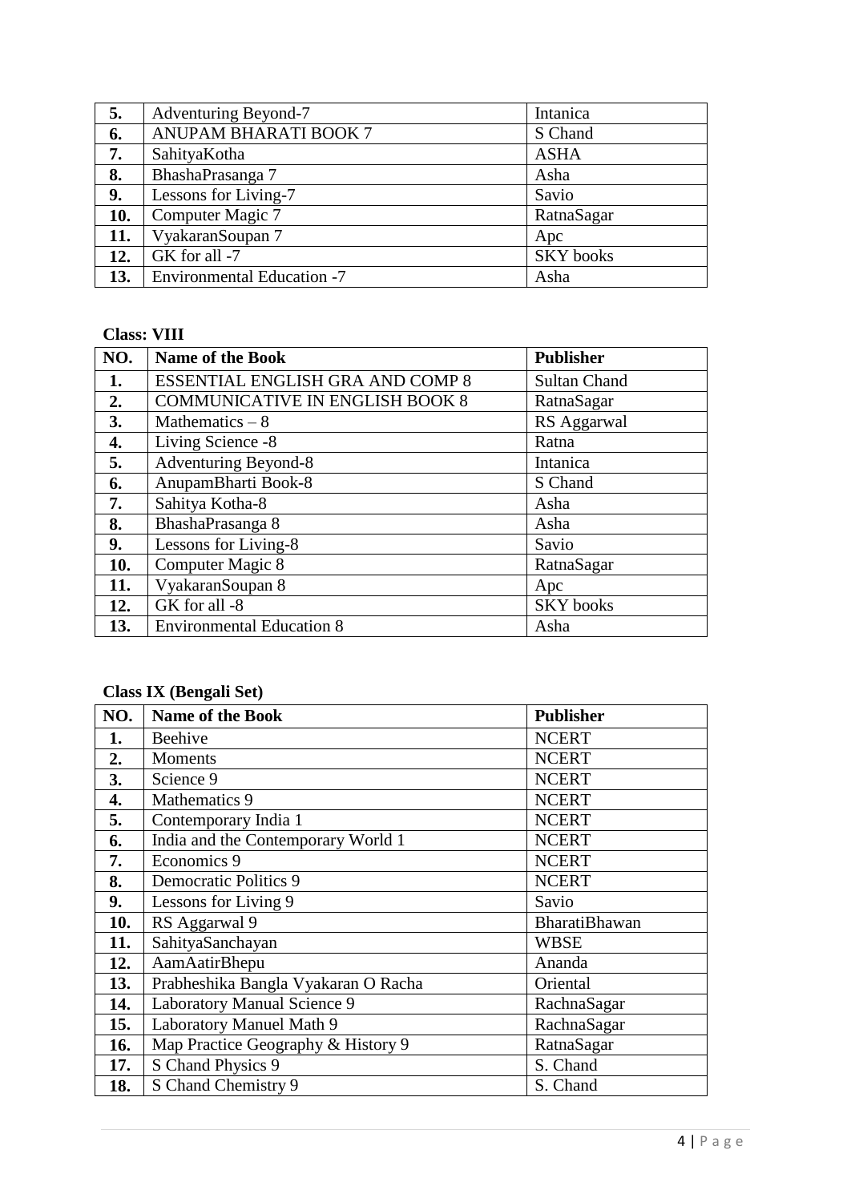| | | |
|---|---|---|
| **5.** | Adventuring Beyond-7 | Intanica |
| **6.** | ANUPAM BHARATI BOOK 7 | S Chand |
| **7.** | SahityaKotha | ASHA |
| **8.** | BhashaPrasanga 7 | Asha |
| **9.** | Lessons for Living-7 | Savio |
| **10.** | Computer Magic 7 | RatnaSagar |
| **11.** | VyakaranSoupan 7 | Apc |
| **12.** | GK for all -7 | SKY books |
| **13.** | Environmental Education -7 | Asha |

**Class: VIII**

| NO. | Name of the Book | Publisher |
|---|---|---|
| **1.** | ESSENTIAL ENGLISH GRA AND COMP 8 | Sultan Chand |
| **2.** | COMMUNICATIVE IN ENGLISH BOOK 8 | RatnaSagar |
| **3.** | Mathematics – 8 | RS Aggarwal |
| **4.** | Living Science -8 | Ratna |
| **5.** | Adventuring Beyond-8 | Intanica |
| **6.** | AnupamBharti Book-8 | S Chand |
| **7.** | Sahitya Kotha-8 | Asha |
| **8.** | BhashaPrasanga 8 | Asha |
| **9.** | Lessons for Living-8 | Savio |
| **10.** | Computer Magic 8 | RatnaSagar |
| **11.** | VyakaranSoupan 8 | Apc |
| **12.** | GK for all -8 | SKY books |
| **13.** | Environmental Education 8 | Asha |

**Class IX (Bengali Set)**

| NO. | Name of the Book | Publisher |
|---|---|---|
| **1.** | Beehive | NCERT |
| **2.** | Moments | NCERT |
| **3.** | Science 9 | NCERT |
| **4.** | Mathematics 9 | NCERT |
| **5.** | Contemporary India 1 | NCERT |
| **6.** | India and the Contemporary World 1 | NCERT |
| **7.** | Economics 9 | NCERT |
| **8.** | Democratic Politics 9 | NCERT |
| **9.** | Lessons for Living 9 | Savio |
| **10.** | RS Aggarwal 9 | BharatiBhawan |
| **11.** | SahityaSanchayan | WBSE |
| **12.** | AamAatirBhepu | Ananda |
| **13.** | Prabheshika Bangla Vyakaran O Racha | Oriental |
| **14.** | Laboratory Manual Science 9 | RachnaSagar |
| **15.** | Laboratory Manuel Math 9 | RachnaSagar |
| **16.** | Map Practice Geography & History 9 | RatnaSagar |
| **17.** | S Chand Physics 9 | S. Chand |
| **18.** | S Chand Chemistry 9 | S. Chand |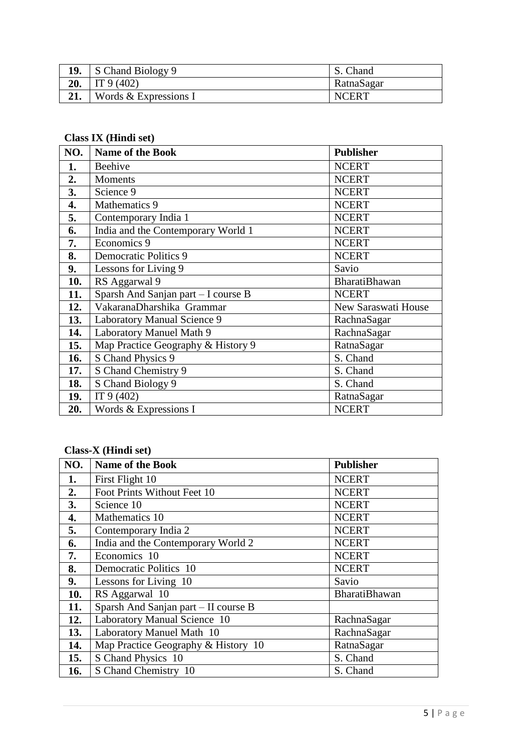| | | |
|---|---|---|
| **19.** | S Chand Biology 9 | S. Chand |
| **20.** | IT 9 (402) | RatnaSagar |
| **21.** | Words & Expressions I | NCERT |

**Class IX (Hindi set)**

| NO. | Name of the Book | Publisher |
|---|---|---|
| **1.** | Beehive | NCERT |
| **2.** | Moments | NCERT |
| **3.** | Science 9 | NCERT |
| **4.** | Mathematics 9 | NCERT |
| **5.** | Contemporary India 1 | NCERT |
| **6.** | India and the Contemporary World 1 | NCERT |
| **7.** | Economics 9 | NCERT |
| **8.** | Democratic Politics 9 | NCERT |
| **9.** | Lessons for Living 9 | Savio |
| **10.** | RS Aggarwal 9 | BharatiBhawan |
| **11.** | Sparsh And Sanjan part – I course B | NCERT |
| **12.** | VakaranaDharshika Grammar | New Saraswati House |
| **13.** | Laboratory Manual Science 9 | RachnaSagar |
| **14.** | Laboratory Manuel Math 9 | RachnaSagar |
| **15.** | Map Practice Geography & History 9 | RatnaSagar |
| **16.** | S Chand Physics 9 | S. Chand |
| **17.** | S Chand Chemistry 9 | S. Chand |
| **18.** | S Chand Biology 9 | S. Chand |
| **19.** | IT 9 (402) | RatnaSagar |
| **20.** | Words & Expressions I | NCERT |

**Class-X (Hindi set)**

| NO. | Name of the Book | Publisher |
|---|---|---|
| **1.** | First Flight 10 | NCERT |
| **2.** | Foot Prints Without Feet 10 | NCERT |
| **3.** | Science 10 | NCERT |
| **4.** | Mathematics 10 | NCERT |
| **5.** | Contemporary India 2 | NCERT |
| **6.** | India and the Contemporary World 2 | NCERT |
| **7.** | Economics 10 | NCERT |
| **8.** | Democratic Politics 10 | NCERT |
| **9.** | Lessons for Living 10 | Savio |
| **10.** | RS Aggarwal 10 | BharatiBhawan |
| **11.** | Sparsh And Sanjan part – II course B | |
| **12.** | Laboratory Manual Science 10 | RachnaSagar |
| **13.** | Laboratory Manuel Math 10 | RachnaSagar |
| **14.** | Map Practice Geography & History 10 | RatnaSagar |
| **15.** | S Chand Physics 10 | S. Chand |
| **16.** | S Chand Chemistry 10 | S. Chand |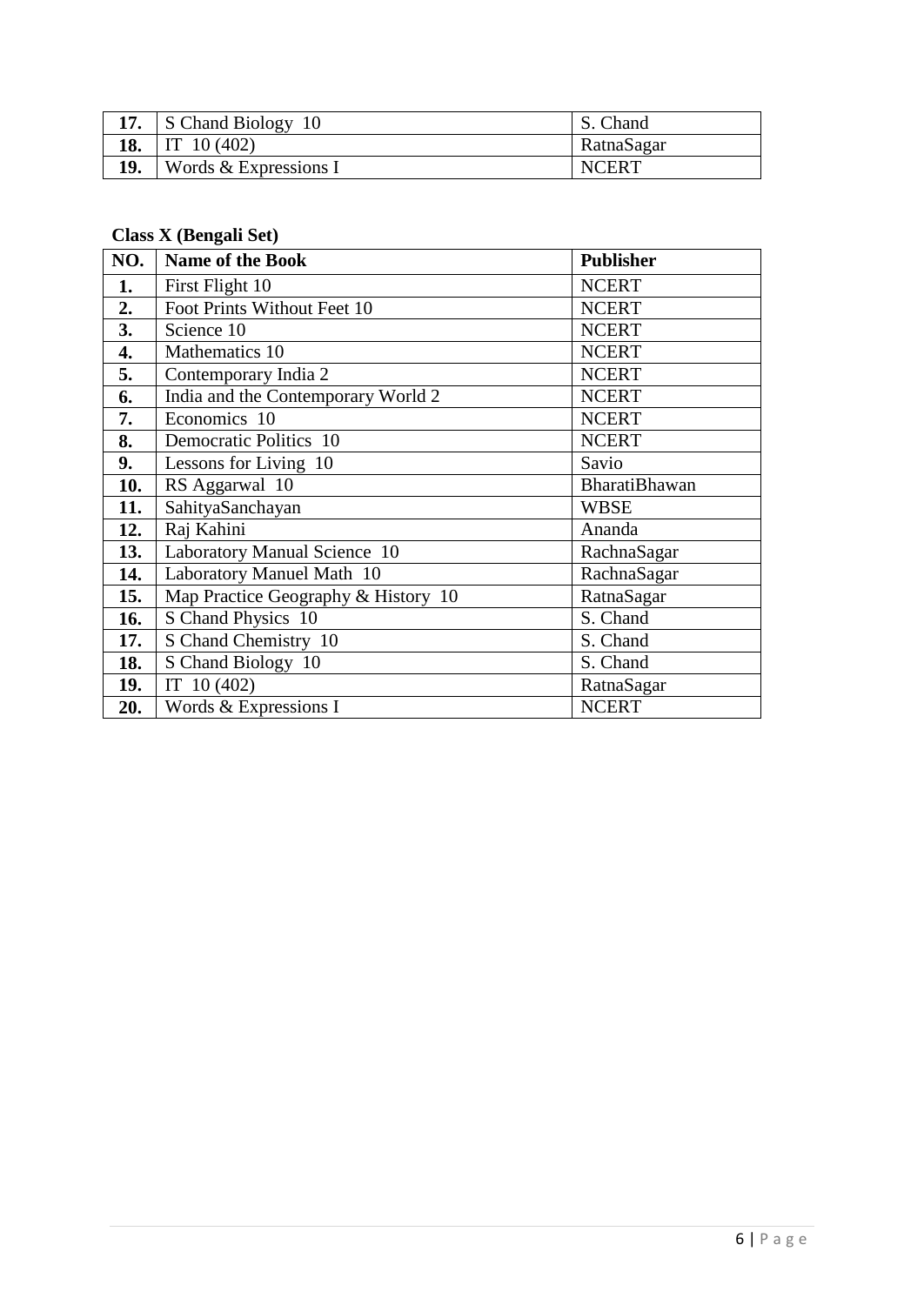| | | |
|---|---|---|
| **17.** | S Chand Biology 10 | S. Chand |
| **18.** | IT 10 (402) | RatnaSagar |
| **19.** | Words & Expressions I | NCERT |

**Class X (Bengali Set)**

| NO. | Name of the Book | Publisher |
|---|---|---|
| **1.** | First Flight 10 | NCERT |
| **2.** | Foot Prints Without Feet 10 | NCERT |
| **3.** | Science 10 | NCERT |
| **4.** | Mathematics 10 | NCERT |
| **5.** | Contemporary India 2 | NCERT |
| **6.** | India and the Contemporary World 2 | NCERT |
| **7.** | Economics 10 | NCERT |
| **8.** | Democratic Politics 10 | NCERT |
| **9.** | Lessons for Living 10 | Savio |
| **10.** | RS Aggarwal 10 | BharatiBhawan |
| **11.** | SahityaSanchayan | WBSE |
| **12.** | Raj Kahini | Ananda |
| **13.** | Laboratory Manual Science 10 | RachnaSagar |
| **14.** | Laboratory Manuel Math 10 | RachnaSagar |
| **15.** | Map Practice Geography & History 10 | RatnaSagar |
| **16.** | S Chand Physics 10 | S. Chand |
| **17.** | S Chand Chemistry 10 | S. Chand |
| **18.** | S Chand Biology 10 | S. Chand |
| **19.** | IT 10 (402) | RatnaSagar |
| **20.** | Words & Expressions I | NCERT |